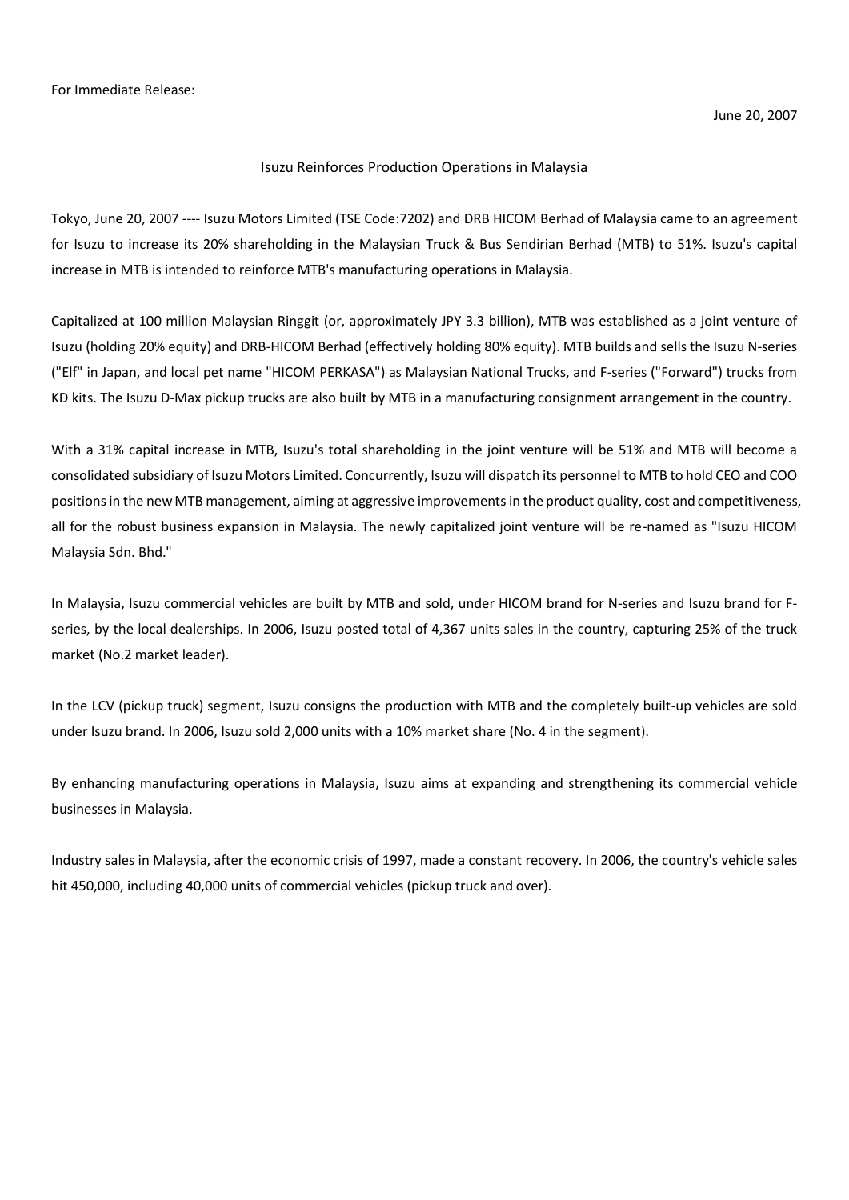For Immediate Release:

June 20, 2007

# Isuzu Reinforces Production Operations in Malaysia

Tokyo, June 20, 2007 ---- Isuzu Motors Limited (TSE Code:7202) and DRB HICOM Berhad of Malaysia came to an agreement for Isuzu to increase its 20% shareholding in the Malaysian Truck & Bus Sendirian Berhad (MTB) to 51%. Isuzu's capital increase in MTB is intended to reinforce MTB's manufacturing operations in Malaysia.

Capitalized at 100 million Malaysian Ringgit (or, approximately JPY 3.3 billion), MTB was established as a joint venture of Isuzu (holding 20% equity) and DRB-HICOM Berhad (effectively holding 80% equity). MTB builds and sells the Isuzu N-series ("Elf" in Japan, and local pet name "HICOM PERKASA") as Malaysian National Trucks, and F-series ("Forward") trucks from KD kits. The Isuzu D-Max pickup trucks are also built by MTB in a manufacturing consignment arrangement in the country.

With a 31% capital increase in MTB, Isuzu's total shareholding in the joint venture will be 51% and MTB will become a consolidated subsidiary of Isuzu Motors Limited. Concurrently, Isuzu will dispatch its personnel to MTB to hold CEO and COO positions in the new MTB management, aiming at aggressive improvements in the product quality, cost and competitiveness, all for the robust business expansion in Malaysia. The newly capitalized joint venture will be re-named as "Isuzu HICOM Malaysia Sdn. Bhd."

In Malaysia, Isuzu commercial vehicles are built by MTB and sold, under HICOM brand for N-series and Isuzu brand for F-series, by the local dealerships. In 2006, Isuzu posted total of 4,367 units sales in the country, capturing 25% of the truck market (No.2 market leader).

In the LCV (pickup truck) segment, Isuzu consigns the production with MTB and the completely built-up vehicles are sold under Isuzu brand. In 2006, Isuzu sold 2,000 units with a 10% market share (No. 4 in the segment).

By enhancing manufacturing operations in Malaysia, Isuzu aims at expanding and strengthening its commercial vehicle businesses in Malaysia.

Industry sales in Malaysia, after the economic crisis of 1997, made a constant recovery. In 2006, the country's vehicle sales hit 450,000, including 40,000 units of commercial vehicles (pickup truck and over).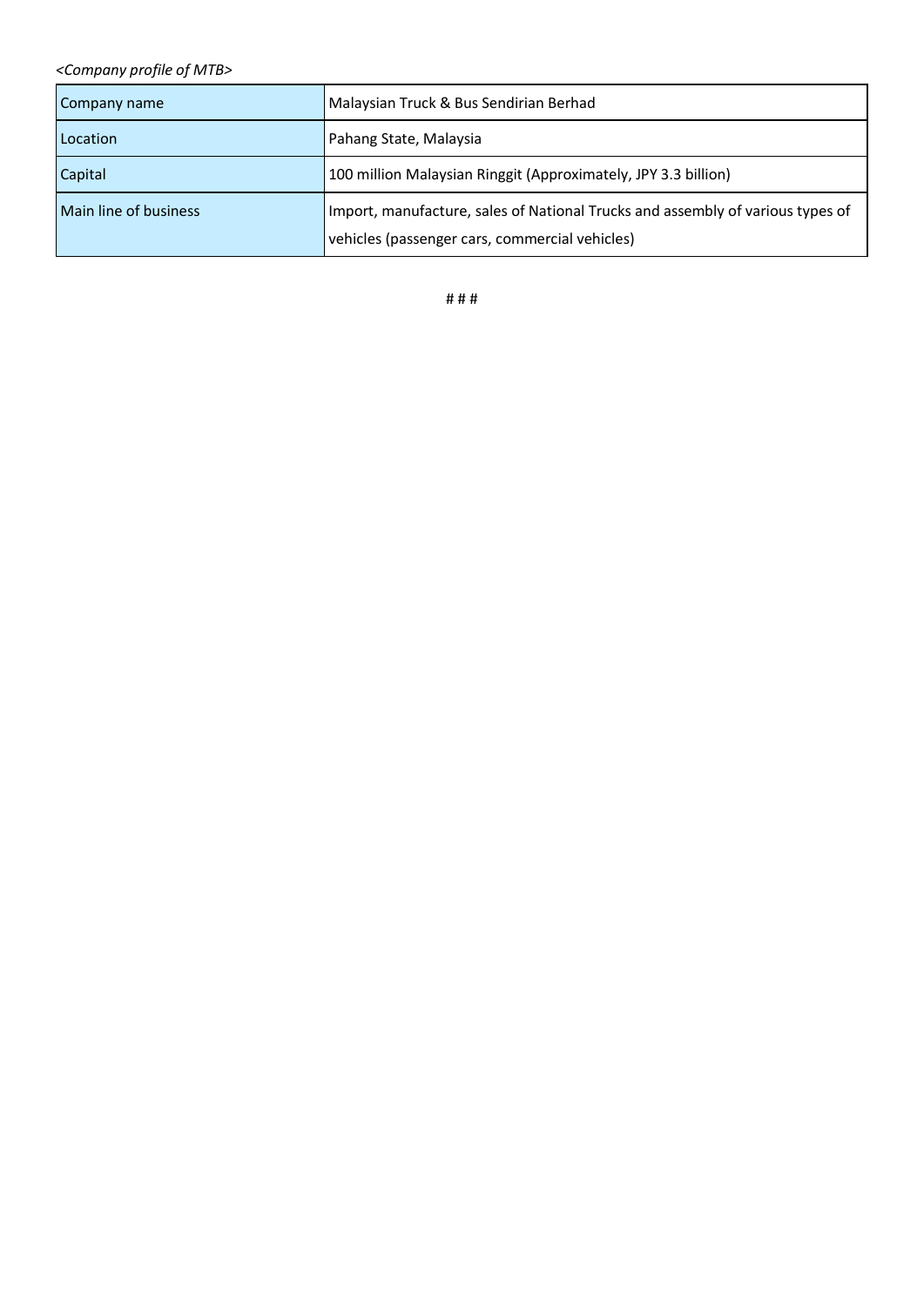*<Company profile of MTB>*

| | |
|---|---|
| Company name | Malaysian Truck & Bus Sendirian Berhad |
| Location | Pahang State, Malaysia |
| Capital | 100 million Malaysian Ringgit (Approximately, JPY 3.3 billion) |
| Main line of business | Import, manufacture, sales of National Trucks and assembly of various types of vehicles (passenger cars, commercial vehicles) |

# # #